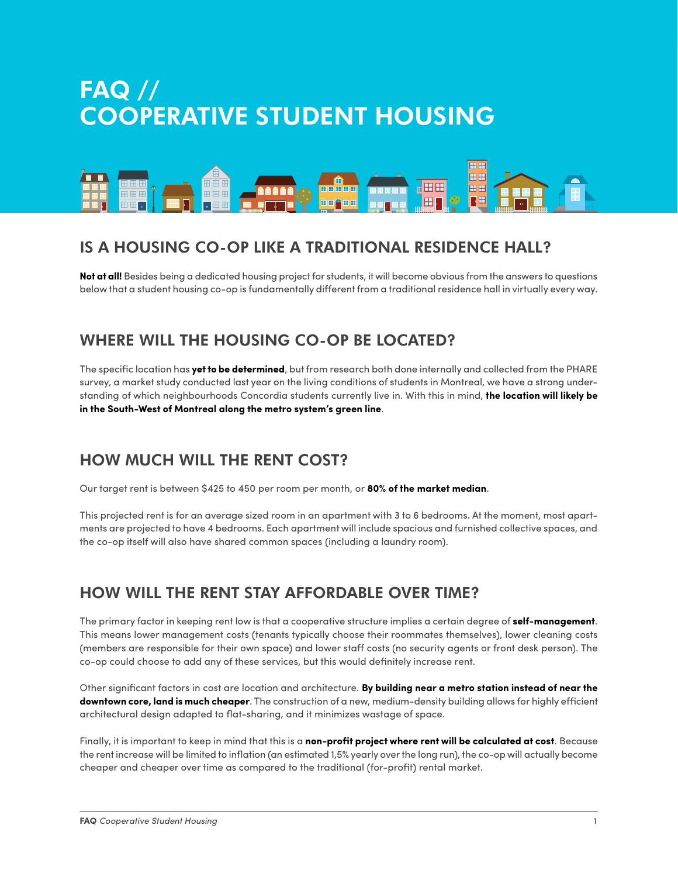# FAQ // COOPERATIVE STUDENT HOUSING

## IS A HOUSING CO-OP LIKE A TRADITIONAL RESIDENCE HALL?

**Not at all!** Besides being a dedicated housing project for students, it will become obvious from the answers to questions below that a student housing co-op is fundamentally different from a traditional residence hall in virtually every way.

## WHERE WILL THE HOUSING CO-OP BE LOCATED?

The specific location has **yet to be determined**, but from research both done internally and collected from the PHARE survey, a market study conducted last year on the living conditions of students in Montreal, we have a strong understanding of which neighbourhoods Concordia students currently live in. With this in mind, **the location will likely be in the South-West of Montreal along the metro system's green line**.

## HOW MUCH WILL THE RENT COST?

Our target rent is between $425 to 450 per room per month, or **80% of the market median**.

This projected rent is for an average sized room in an apartment with 3 to 6 bedrooms. At the moment, most apartments are projected to have 4 bedrooms. Each apartment will include spacious and furnished collective spaces, and the co-op itself will also have shared common spaces (including a laundry room).

## HOW WILL THE RENT STAY AFFORDABLE OVER TIME?

The primary factor in keeping rent low is that a cooperative structure implies a certain degree of **self-management**. This means lower management costs (tenants typically choose their roommates themselves), lower cleaning costs (members are responsible for their own space) and lower staff costs (no security agents or front desk person). The co-op could choose to add any of these services, but this would definitely increase rent.

Other significant factors in cost are location and architecture. **By building near a metro station instead of near the downtown core, land is much cheaper**. The construction of a new, medium-density building allows for highly efficient architectural design adapted to flat-sharing, and it minimizes wastage of space.

Finally, it is important to keep in mind that this is a **non-profit project where rent will be calculated at cost**. Because the rent increase will be limited to inflation (an estimated 1,5% yearly over the long run), the co-op will actually become cheaper and cheaper over time as compared to the traditional (for-profit) rental market.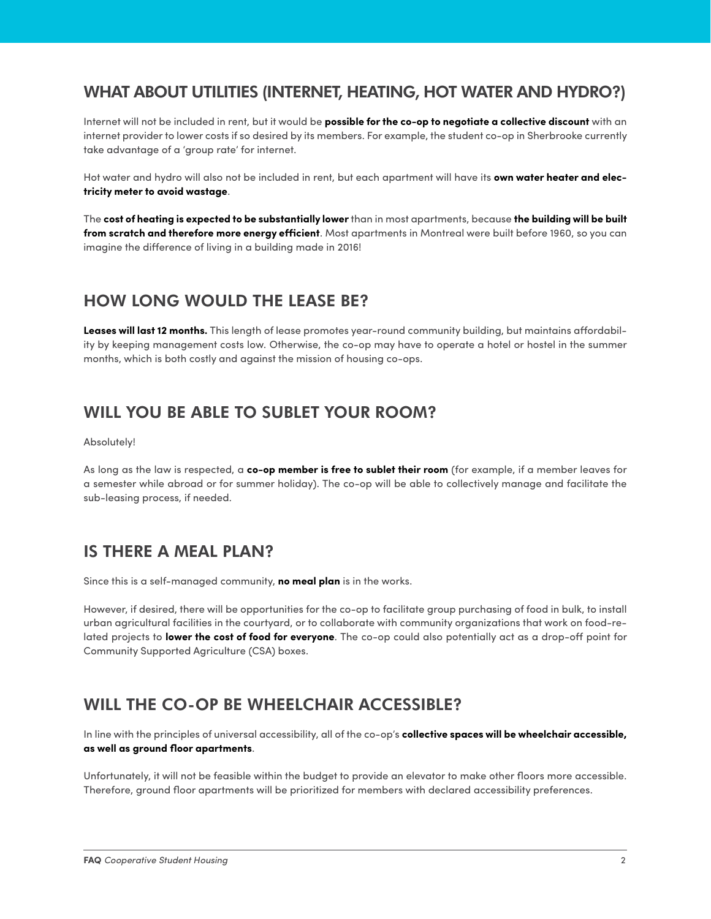## WHAT ABOUT UTILITIES (INTERNET, HEATING, HOT WATER AND HYDRO?)

Internet will not be included in rent, but it would be **possible for the co-op to negotiate a collective discount** with an internet provider to lower costs if so desired by its members. For example, the student co-op in Sherbrooke currently take advantage of a 'group rate' for internet.

Hot water and hydro will also not be included in rent, but each apartment will have its **own water heater and electricity meter to avoid wastage**.

The **cost of heating is expected to be substantially lower** than in most apartments, because **the building will be built from scratch and therefore more energy efficient**. Most apartments in Montreal were built before 1960, so you can imagine the difference of living in a building made in 2016!

## HOW LONG WOULD THE LEASE BE?

**Leases will last 12 months.** This length of lease promotes year-round community building, but maintains affordability by keeping management costs low. Otherwise, the co-op may have to operate a hotel or hostel in the summer months, which is both costly and against the mission of housing co-ops.

## WILL YOU BE ABLE TO SUBLET YOUR ROOM?

Absolutely!

As long as the law is respected, a **co-op member is free to sublet their room** (for example, if a member leaves for a semester while abroad or for summer holiday). The co-op will be able to collectively manage and facilitate the sub-leasing process, if needed.

## IS THERE A MEAL PLAN?

Since this is a self-managed community, **no meal plan** is in the works.

However, if desired, there will be opportunities for the co-op to facilitate group purchasing of food in bulk, to install urban agricultural facilities in the courtyard, or to collaborate with community organizations that work on food-related projects to **lower the cost of food for everyone**. The co-op could also potentially act as a drop-off point for Community Supported Agriculture (CSA) boxes.

## WILL THE CO-OP BE WHEELCHAIR ACCESSIBLE?

In line with the principles of universal accessibility, all of the co-op's **collective spaces will be wheelchair accessible, as well as ground floor apartments**.

Unfortunately, it will not be feasible within the budget to provide an elevator to make other floors more accessible. Therefore, ground floor apartments will be prioritized for members with declared accessibility preferences.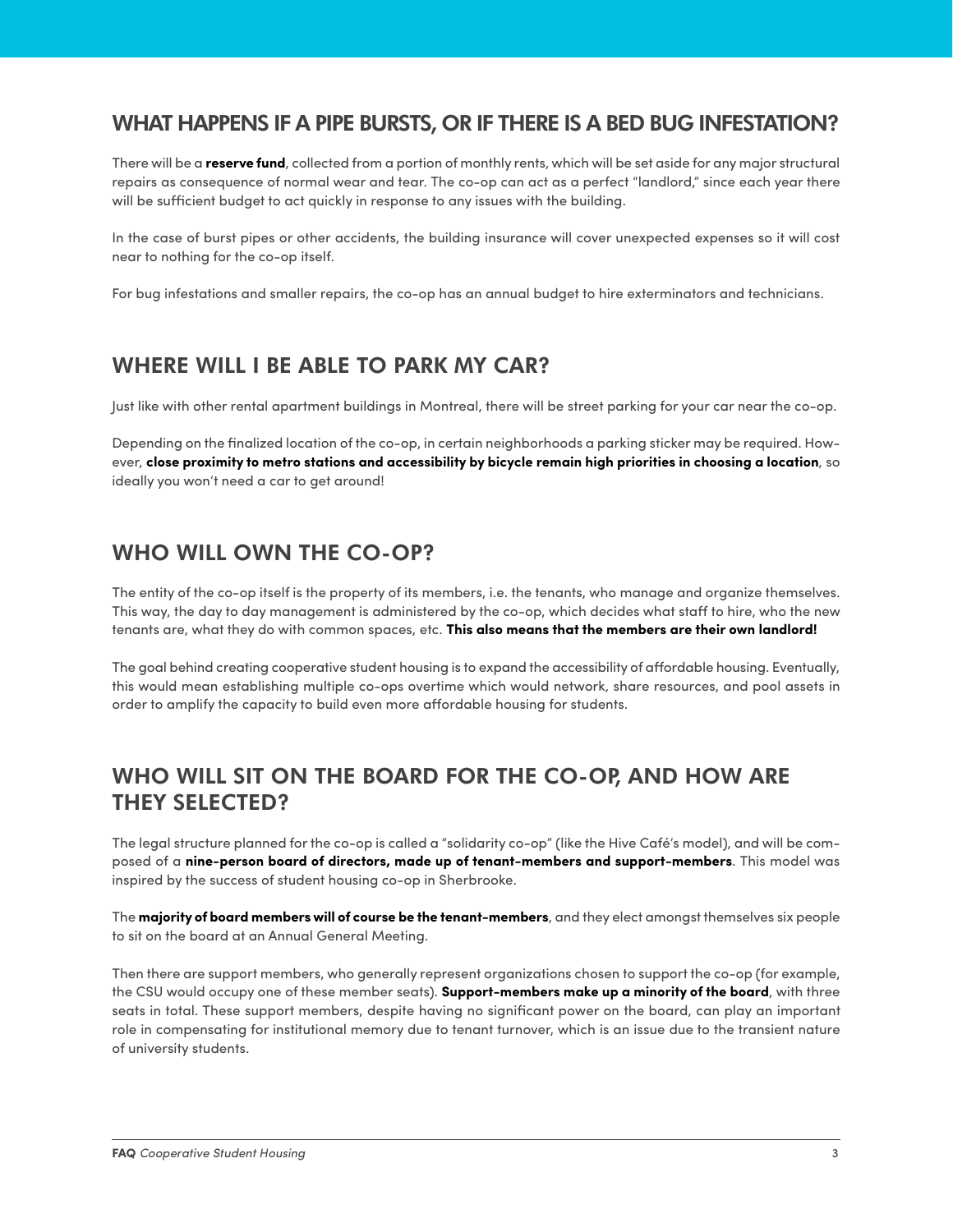## WHAT HAPPENS IF A PIPE BURSTS, OR IF THERE IS A BED BUG INFESTATION?

There will be a **reserve fund**, collected from a portion of monthly rents, which will be set aside for any major structural repairs as consequence of normal wear and tear. The co-op can act as a perfect "landlord," since each year there will be sufficient budget to act quickly in response to any issues with the building.

In the case of burst pipes or other accidents, the building insurance will cover unexpected expenses so it will cost near to nothing for the co-op itself.

For bug infestations and smaller repairs, the co-op has an annual budget to hire exterminators and technicians.

## WHERE WILL I BE ABLE TO PARK MY CAR?

Just like with other rental apartment buildings in Montreal, there will be street parking for your car near the co-op.

Depending on the finalized location of the co-op, in certain neighborhoods a parking sticker may be required. However, **close proximity to metro stations and accessibility by bicycle remain high priorities in choosing a location**, so ideally you won't need a car to get around!

## WHO WILL OWN THE CO-OP?

The entity of the co-op itself is the property of its members, i.e. the tenants, who manage and organize themselves. This way, the day to day management is administered by the co-op, which decides what staff to hire, who the new tenants are, what they do with common spaces, etc. **This also means that the members are their own landlord!**

The goal behind creating cooperative student housing is to expand the accessibility of affordable housing. Eventually, this would mean establishing multiple co-ops overtime which would network, share resources, and pool assets in order to amplify the capacity to build even more affordable housing for students.

## WHO WILL SIT ON THE BOARD FOR THE CO-OP, AND HOW ARE THEY SELECTED?

The legal structure planned for the co-op is called a "solidarity co-op" (like the Hive Café's model), and will be composed of a **nine-person board of directors, made up of tenant-members and support-members**. This model was inspired by the success of student housing co-op in Sherbrooke.

The **majority of board members will of course be the tenant-members**, and they elect amongst themselves six people to sit on the board at an Annual General Meeting.

Then there are support members, who generally represent organizations chosen to support the co-op (for example, the CSU would occupy one of these member seats). **Support-members make up a minority of the board**, with three seats in total. These support members, despite having no significant power on the board, can play an important role in compensating for institutional memory due to tenant turnover, which is an issue due to the transient nature of university students.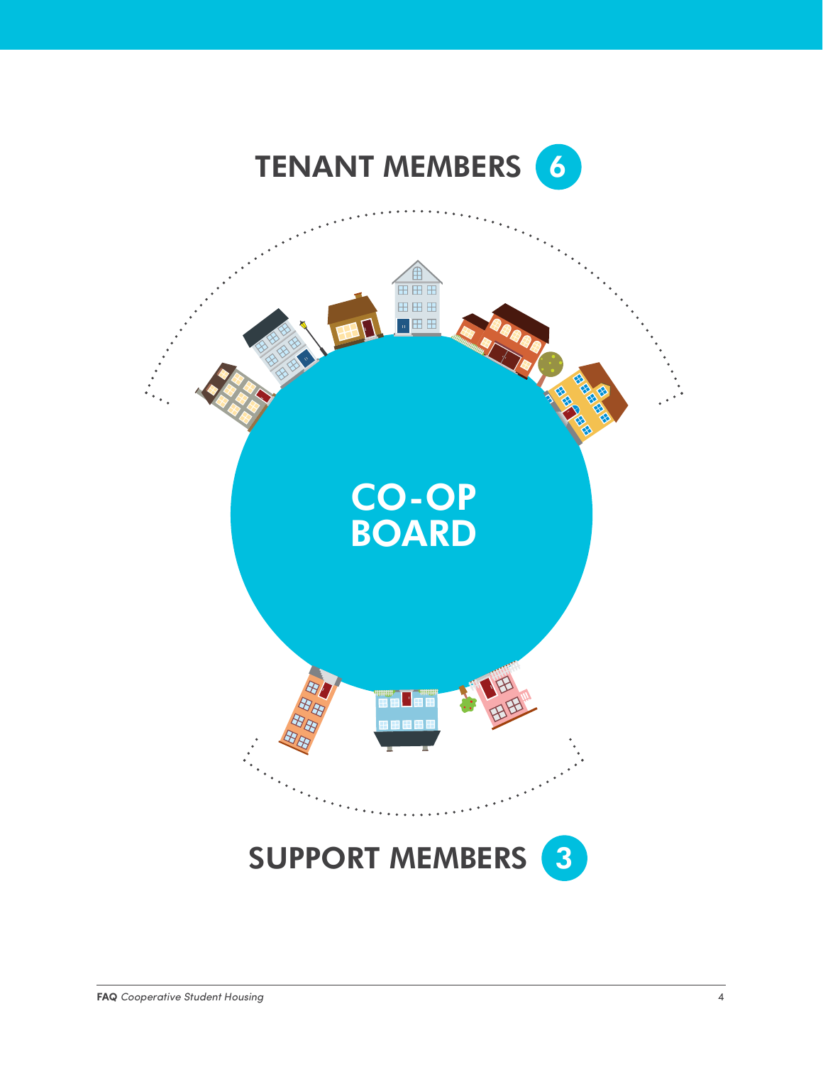TENANT MEMBERS 6

CO-OP BOARD

SUPPORT MEMBERS 3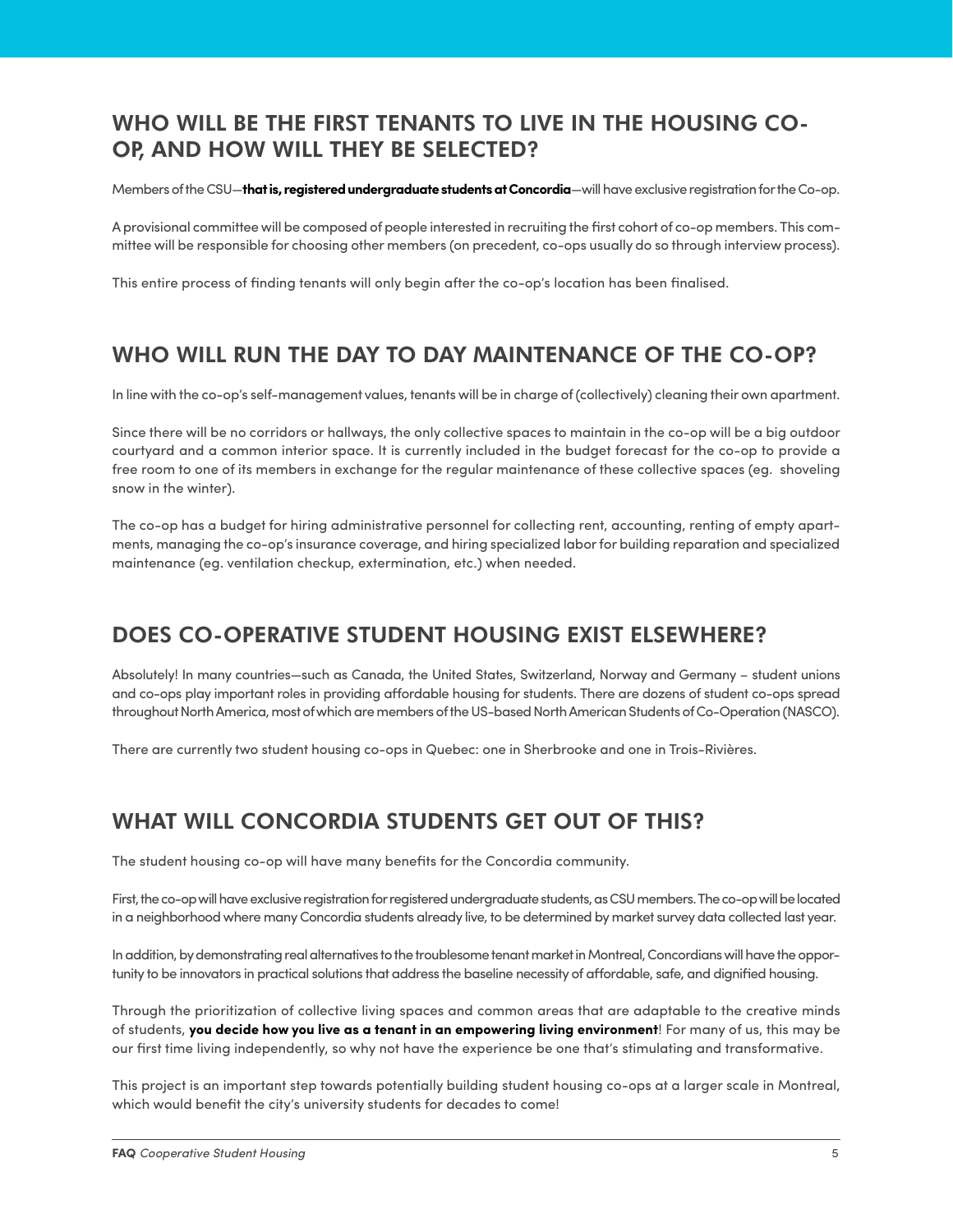## WHO WILL BE THE FIRST TENANTS TO LIVE IN THE HOUSING CO-OP, AND HOW WILL THEY BE SELECTED?

Members of the CSU—**that is, registered undergraduate students at Concordia**—will have exclusive registration for the Co-op.

A provisional committee will be composed of people interested in recruiting the first cohort of co-op members. This committee will be responsible for choosing other members (on precedent, co-ops usually do so through interview process).

This entire process of finding tenants will only begin after the co-op's location has been finalised.

## WHO WILL RUN THE DAY TO DAY MAINTENANCE OF THE CO-OP?

In line with the co-op's self-management values, tenants will be in charge of (collectively) cleaning their own apartment.

Since there will be no corridors or hallways, the only collective spaces to maintain in the co-op will be a big outdoor courtyard and a common interior space. It is currently included in the budget forecast for the co-op to provide a free room to one of its members in exchange for the regular maintenance of these collective spaces (eg. shoveling snow in the winter).

The co-op has a budget for hiring administrative personnel for collecting rent, accounting, renting of empty apartments, managing the co-op's insurance coverage, and hiring specialized labor for building reparation and specialized maintenance (eg. ventilation checkup, extermination, etc.) when needed.

## DOES CO-OPERATIVE STUDENT HOUSING EXIST ELSEWHERE?

Absolutely! In many countries—such as Canada, the United States, Switzerland, Norway and Germany – student unions and co-ops play important roles in providing affordable housing for students. There are dozens of student co-ops spread throughout North America, most of which are members of the US-based North American Students of Co-Operation (NASCO).

There are currently two student housing co-ops in Quebec: one in Sherbrooke and one in Trois-Rivières.

## WHAT WILL CONCORDIA STUDENTS GET OUT OF THIS?

The student housing co-op will have many benefits for the Concordia community.

First, the co-op will have exclusive registration for registered undergraduate students, as CSU members. The co-op will be located in a neighborhood where many Concordia students already live, to be determined by market survey data collected last year.

In addition, by demonstrating real alternatives to the troublesome tenant market in Montreal, Concordians will have the opportunity to be innovators in practical solutions that address the baseline necessity of affordable, safe, and dignified housing.

Through the prioritization of collective living spaces and common areas that are adaptable to the creative minds of students, **you decide how you live as a tenant in an empowering living environment**! For many of us, this may be our first time living independently, so why not have the experience be one that's stimulating and transformative.

This project is an important step towards potentially building student housing co-ops at a larger scale in Montreal, which would benefit the city's university students for decades to come!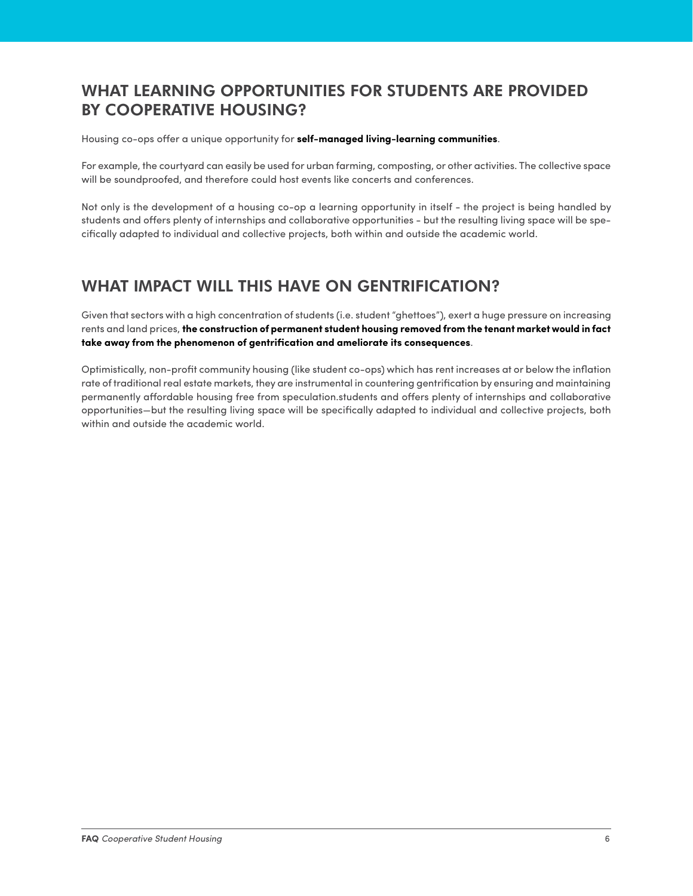## WHAT LEARNING OPPORTUNITIES FOR STUDENTS ARE PROVIDED BY COOPERATIVE HOUSING?

Housing co-ops offer a unique opportunity for **self-managed living-learning communities**.

For example, the courtyard can easily be used for urban farming, composting, or other activities. The collective space will be soundproofed, and therefore could host events like concerts and conferences.

Not only is the development of a housing co-op a learning opportunity in itself - the project is being handled by students and offers plenty of internships and collaborative opportunities - but the resulting living space will be specifically adapted to individual and collective projects, both within and outside the academic world.

## WHAT IMPACT WILL THIS HAVE ON GENTRIFICATION?

Given that sectors with a high concentration of students (i.e. student "ghettoes"), exert a huge pressure on increasing rents and land prices, **the construction of permanent student housing removed from the tenant market would in fact take away from the phenomenon of gentrification and ameliorate its consequences**.

Optimistically, non-profit community housing (like student co-ops) which has rent increases at or below the inflation rate of traditional real estate markets, they are instrumental in countering gentrification by ensuring and maintaining permanently affordable housing free from speculation.students and offers plenty of internships and collaborative opportunities—but the resulting living space will be specifically adapted to individual and collective projects, both within and outside the academic world.